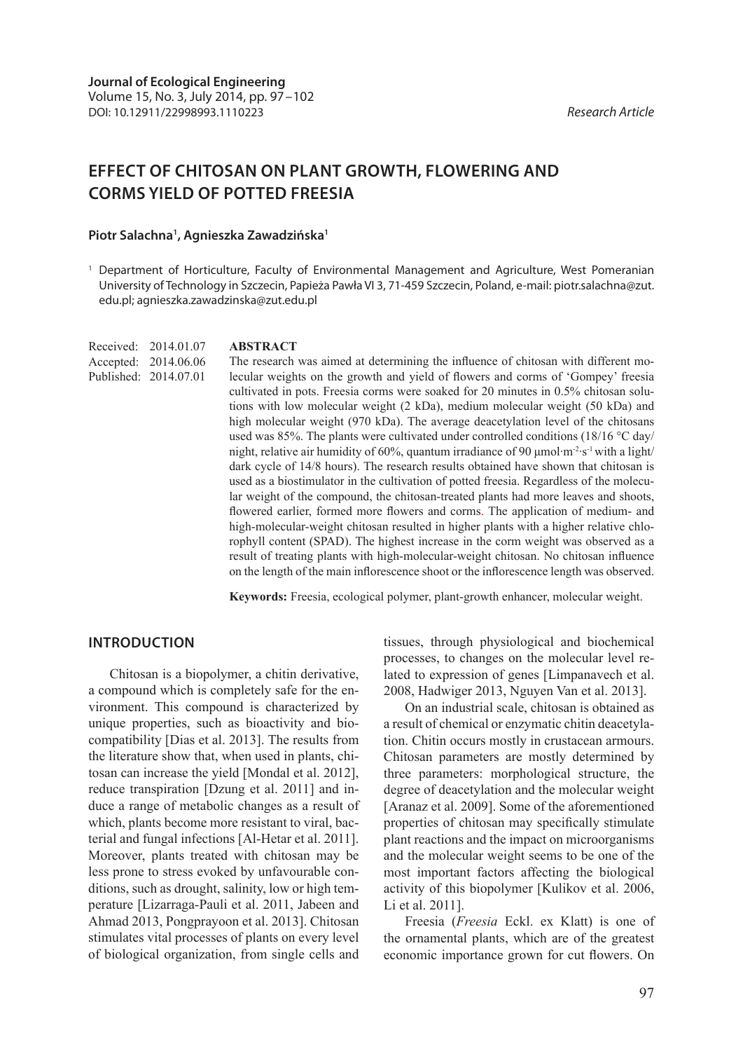Journal of Ecological Engineering
Volume 15, No. 3, July 2014, pp. 97–102
DOI: 10.12911/22998993.1110223

*Research Article*

# EFFECT OF CHITOSAN ON PLANT GROWTH, FLOWERING AND CORMS YIELD OF POTTED FREESIA

**Piotr Salachna[1], Agnieszka Zawadzińska[1]**

[1] Department of Horticulture, Faculty of Environmental Management and Agriculture, West Pomeranian University of Technology in Szczecin, Papieża Pawła VI 3, 71-459 Szczecin, Poland, e-mail: piotr.salachna@zut.edu.pl; agnieszka.zawadzinska@zut.edu.pl

Received: 2014.01.07
Accepted: 2014.06.06
Published: 2014.07.01

**ABSTRACT**

The research was aimed at determining the influence of chitosan with different molecular weights on the growth and yield of flowers and corms of 'Gompey' freesia cultivated in pots. Freesia corms were soaked for 20 minutes in 0.5% chitosan solutions with low molecular weight (2 kDa), medium molecular weight (50 kDa) and high molecular weight (970 kDa). The average deacetylation level of the chitosans used was 85%. The plants were cultivated under controlled conditions (18/16 °C day/night, relative air humidity of 60%, quantum irradiance of 90 $\mu mol \cdot m^{-2} \cdot s^{-1}$ with a light/dark cycle of 14/8 hours). The research results obtained have shown that chitosan is used as a biostimulator in the cultivation of potted freesia. Regardless of the molecular weight of the compound, the chitosan-treated plants had more leaves and shoots, flowered earlier, formed more flowers and corms. The application of medium- and high-molecular-weight chitosan resulted in higher plants with a higher relative chlorophyll content (SPAD). The highest increase in the corm weight was observed as a result of treating plants with high-molecular-weight chitosan. No chitosan influence on the length of the main inflorescence shoot or the inflorescence length was observed.

**Keywords:** Freesia, ecological polymer, plant-growth enhancer, molecular weight.

## INTRODUCTION

Chitosan is a biopolymer, a chitin derivative, a compound which is completely safe for the environment. This compound is characterized by unique properties, such as bioactivity and biocompatibility [Dias et al. 2013]. The results from the literature show that, when used in plants, chitosan can increase the yield [Mondal et al. 2012], reduce transpiration [Dzung et al. 2011] and induce a range of metabolic changes as a result of which, plants become more resistant to viral, bacterial and fungal infections [Al-Hetar et al. 2011]. Moreover, plants treated with chitosan may be less prone to stress evoked by unfavourable conditions, such as drought, salinity, low or high temperature [Lizarraga-Pauli et al. 2011, Jabeen and Ahmad 2013, Pongprayoon et al. 2013]. Chitosan stimulates vital processes of plants on every level of biological organization, from single cells and tissues, through physiological and biochemical processes, to changes on the molecular level related to expression of genes [Limpanavech et al. 2008, Hadwiger 2013, Nguyen Van et al. 2013].

On an industrial scale, chitosan is obtained as a result of chemical or enzymatic chitin deacetylation. Chitin occurs mostly in crustacean armours. Chitosan parameters are mostly determined by three parameters: morphological structure, the degree of deacetylation and the molecular weight [Aranaz et al. 2009]. Some of the aforementioned properties of chitosan may specifically stimulate plant reactions and the impact on microorganisms and the molecular weight seems to be one of the most important factors affecting the biological activity of this biopolymer [Kulikov et al. 2006, Li et al. 2011].

Freesia (*Freesia* Eckl. ex Klatt) is one of the ornamental plants, which are of the greatest economic importance grown for cut flowers. On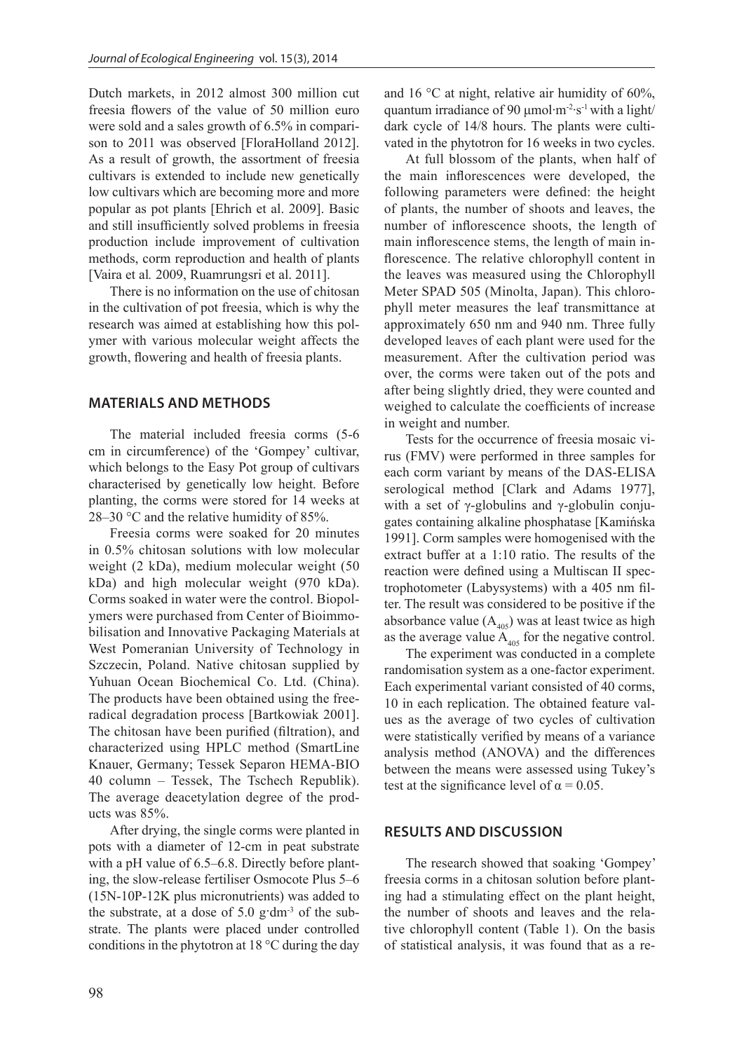Dutch markets, in 2012 almost 300 million cut freesia flowers of the value of 50 million euro were sold and a sales growth of 6.5% in comparison to 2011 was observed [FloraHolland 2012]. As a result of growth, the assortment of freesia cultivars is extended to include new genetically low cultivars which are becoming more and more popular as pot plants [Ehrich et al. 2009]. Basic and still insufficiently solved problems in freesia production include improvement of cultivation methods, corm reproduction and health of plants [Vaira et al*.* 2009, Ruamrungsri et al. 2011].

There is no information on the use of chitosan in the cultivation of pot freesia, which is why the research was aimed at establishing how this polymer with various molecular weight affects the growth, flowering and health of freesia plants.

## MATERIALS AND METHODS

The material included freesia corms (5-6 cm in circumference) of the 'Gompey' cultivar, which belongs to the Easy Pot group of cultivars characterised by genetically low height. Before planting, the corms were stored for 14 weeks at 28–30 °C and the relative humidity of 85%.

Freesia corms were soaked for 20 minutes in 0.5% chitosan solutions with low molecular weight (2 kDa), medium molecular weight (50 kDa) and high molecular weight (970 kDa). Corms soaked in water were the control. Biopolymers were purchased from Center of Bioimmobilisation and Innovative Packaging Materials at West Pomeranian University of Technology in Szczecin, Poland. Native chitosan supplied by Yuhuan Ocean Biochemical Co. Ltd. (China). The products have been obtained using the free-radical degradation process [Bartkowiak 2001]. The chitosan have been purified (filtration), and characterized using HPLC method (SmartLine Knauer, Germany; Tessek Separon HEMA-BIO 40 column – Tessek, The Tschech Republik). The average deacetylation degree of the products was 85%.

After drying, the single corms were planted in pots with a diameter of 12-cm in peat substrate with a pH value of 6.5–6.8. Directly before planting, the slow-release fertiliser Osmocote Plus 5–6 (15N-10P-12K plus micronutrients) was added to the substrate, at a dose of 5.0 $g \cdot dm^{-3}$ of the substrate. The plants were placed under controlled conditions in the phytotron at 18 °C during the day and 16 °C at night, relative air humidity of 60%, quantum irradiance of 90 $\mu mol \cdot m^{-2} \cdot s^{-1}$ with a light/dark cycle of 14/8 hours. The plants were cultivated in the phytotron for 16 weeks in two cycles.

At full blossom of the plants, when half of the main inflorescences were developed, the following parameters were defined: the height of plants, the number of shoots and leaves, the number of inflorescence shoots, the length of main inflorescence stems, the length of main inflorescence. The relative chlorophyll content in the leaves was measured using the Chlorophyll Meter SPAD 505 (Minolta, Japan). This chlorophyll meter measures the leaf transmittance at approximately 650 nm and 940 nm. Three fully developed leaves of each plant were used for the measurement. After the cultivation period was over, the corms were taken out of the pots and after being slightly dried, they were counted and weighed to calculate the coefficients of increase in weight and number.

Tests for the occurrence of freesia mosaic virus (FMV) were performed in three samples for each corm variant by means of the DAS-ELISA serological method [Clark and Adams 1977], with a set of γ-globulins and γ-globulin conjugates containing alkaline phosphatase [Kamińska 1991]. Corm samples were homogenised with the extract buffer at a 1:10 ratio. The results of the reaction were defined using a Multiscan II spectrophotometer (Labysystems) with a 405 nm filter. The result was considered to be positive if the absorbance value ($A_{405}$) was at least twice as high as the average value $A_{405}$ for the negative control.

The experiment was conducted in a complete randomisation system as a one-factor experiment. Each experimental variant consisted of 40 corms, 10 in each replication. The obtained feature values as the average of two cycles of cultivation were statistically verified by means of a variance analysis method (ANOVA) and the differences between the means were assessed using Tukey's test at the significance level of $\alpha = 0.05$.

## RESULTS AND DISCUSSION

The research showed that soaking 'Gompey' freesia corms in a chitosan solution before planting had a stimulating effect on the plant height, the number of shoots and leaves and the relative chlorophyll content (Table 1). On the basis of statistical analysis, it was found that as a re-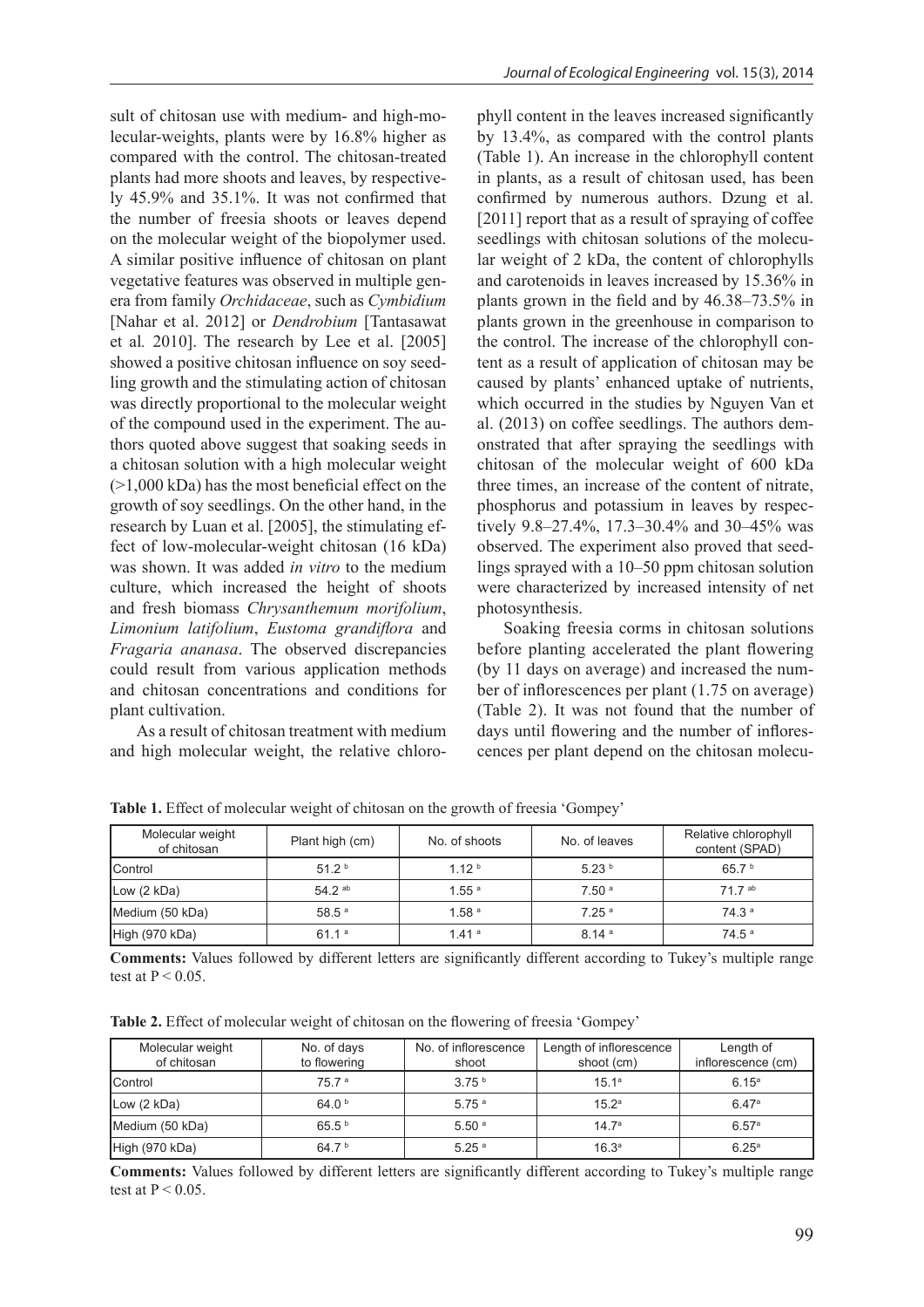sult of chitosan use with medium- and high-molecular-weights, plants were by 16.8% higher as compared with the control. The chitosan-treated plants had more shoots and leaves, by respectively 45.9% and 35.1%. It was not confirmed that the number of freesia shoots or leaves depend on the molecular weight of the biopolymer used. A similar positive influence of chitosan on plant vegetative features was observed in multiple genera from family *Orchidaceae*, such as *Cymbidium* [Nahar et al. 2012] or *Dendrobium* [Tantasawat et al*.* 2010]. The research by Lee et al. [2005] showed a positive chitosan influence on soy seedling growth and the stimulating action of chitosan was directly proportional to the molecular weight of the compound used in the experiment. The authors quoted above suggest that soaking seeds in a chitosan solution with a high molecular weight (>1,000 kDa) has the most beneficial effect on the growth of soy seedlings. On the other hand, in the research by Luan et al. [2005], the stimulating effect of low-molecular-weight chitosan (16 kDa) was shown. It was added *in vitro* to the medium culture, which increased the height of shoots and fresh biomass *Chrysanthemum morifolium*, *Limonium latifolium*, *Eustoma grandiflora* and *Fragaria ananasa*. The observed discrepancies could result from various application methods and chitosan concentrations and conditions for plant cultivation.

As a result of chitosan treatment with medium and high molecular weight, the relative chlorophyll content in the leaves increased significantly by 13.4%, as compared with the control plants (Table 1). An increase in the chlorophyll content in plants, as a result of chitosan used, has been confirmed by numerous authors. Dzung et al. [2011] report that as a result of spraying of coffee seedlings with chitosan solutions of the molecular weight of 2 kDa, the content of chlorophylls and carotenoids in leaves increased by 15.36% in plants grown in the field and by 46.38–73.5% in plants grown in the greenhouse in comparison to the control. The increase of the chlorophyll content as a result of application of chitosan may be caused by plants' enhanced uptake of nutrients, which occurred in the studies by Nguyen Van et al. (2013) on coffee seedlings. The authors demonstrated that after spraying the seedlings with chitosan of the molecular weight of 600 kDa three times, an increase of the content of nitrate, phosphorus and potassium in leaves by respectively 9.8–27.4%, 17.3–30.4% and 30–45% was observed. The experiment also proved that seedlings sprayed with a 10–50 ppm chitosan solution were characterized by increased intensity of net photosynthesis.

Soaking freesia corms in chitosan solutions before planting accelerated the plant flowering (by 11 days on average) and increased the number of inflorescences per plant (1.75 on average) (Table 2). It was not found that the number of days until flowering and the number of inflorescences per plant depend on the chitosan molecu-

**Table 1.** Effect of molecular weight of chitosan on the growth of freesia 'Gompey'

| Molecular weight of chitosan | Plant high (cm) | No. of shoots | No. of leaves | Relative chlorophyll content (SPAD) |
|---|---|---|---|---|
| Control | 51.2 [b] | 1.12 [b] | 5.23 [b] | 65.7 [b] |
| Low (2 kDa) | 54.2 [ab] | 1.55 [a] | 7.50 [a] | 71.7 [ab] |
| Medium (50 kDa) | 58.5 [a] | 1.58 [a] | 7.25 [a] | 74.3 [a] |
| High (970 kDa) | 61.1 [a] | 1.41 [a] | 8.14 [a] | 74.5 [a] |

**Comments:** Values followed by different letters are significantly different according to Tukey's multiple range test at $P < 0.05$.

**Table 2.** Effect of molecular weight of chitosan on the flowering of freesia 'Gompey'

| Molecular weight of chitosan | No. of days to flowering | No. of inflorescence shoot | Length of inflorescence shoot (cm) | Length of inflorescence (cm) |
|---|---|---|---|---|
| Control | 75.7 [a] | 3.75 [b] | 15.1[a] | 6.15[a] |
| Low (2 kDa) | 64.0 [b] | 5.75 [a] | 15.2[a] | 6.47[a] |
| Medium (50 kDa) | 65.5 [b] | 5.50 [a] | 14.7[a] | 6.57[a] |
| High (970 kDa) | 64.7 [b] | 5.25 [a] | 16.3[a] | 6.25[a] |

**Comments:** Values followed by different letters are significantly different according to Tukey's multiple range test at $P < 0.05$.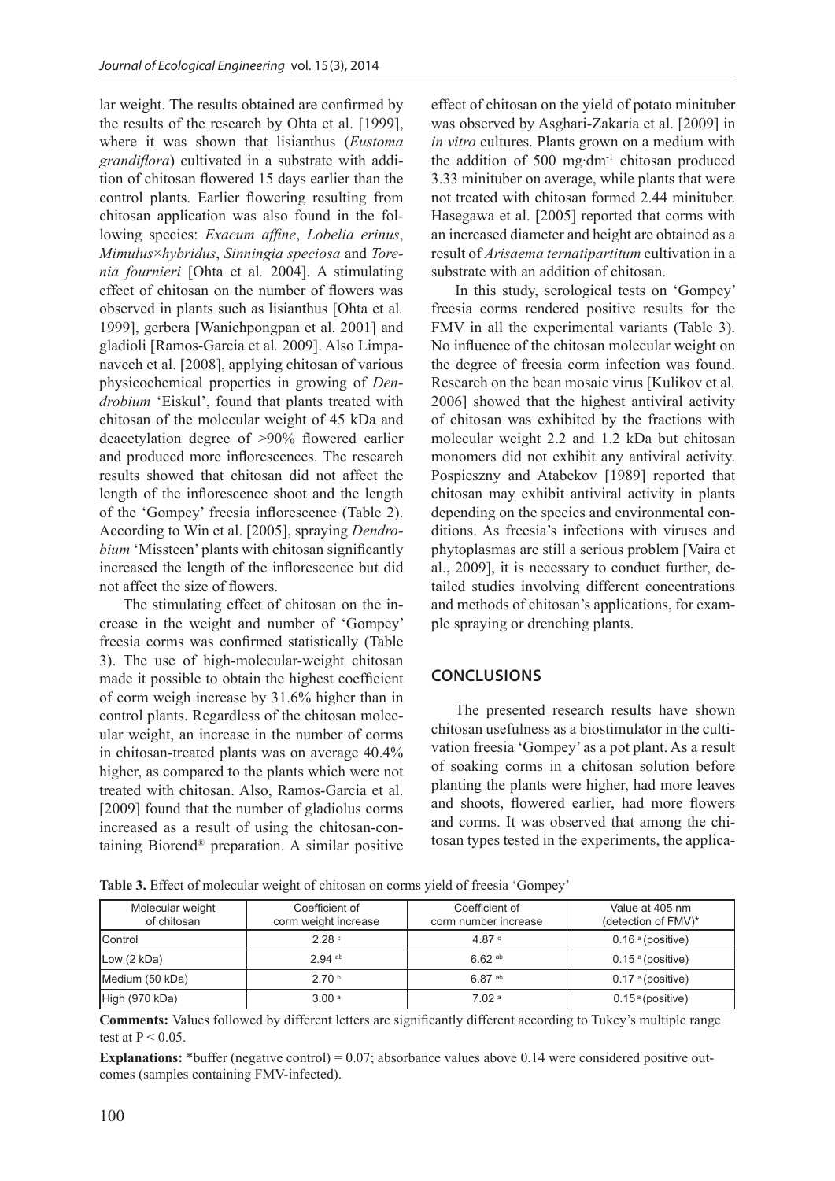lar weight. The results obtained are confirmed by the results of the research by Ohta et al. [1999], where it was shown that lisianthus (*Eustoma grandiflora*) cultivated in a substrate with addition of chitosan flowered 15 days earlier than the control plants. Earlier flowering resulting from chitosan application was also found in the following species: *Exacum affine*, *Lobelia erinus*, *Mimulus×hybridus*, *Sinningia speciosa* and *Torenia fournieri* [Ohta et al. 2004]. A stimulating effect of chitosan on the number of flowers was observed in plants such as lisianthus [Ohta et al. 1999], gerbera [Wanichpongpan et al. 2001] and gladioli [Ramos-Garcia et al. 2009]. Also Limpanavech et al. [2008], applying chitosan of various physicochemical properties in growing of *Dendrobium* 'Eiskul', found that plants treated with chitosan of the molecular weight of 45 kDa and deacetylation degree of >90% flowered earlier and produced more inflorescences. The research results showed that chitosan did not affect the length of the inflorescence shoot and the length of the 'Gompey' freesia inflorescence (Table 2). According to Win et al. [2005], spraying *Dendrobium* 'Missteen' plants with chitosan significantly increased the length of the inflorescence but did not affect the size of flowers.

The stimulating effect of chitosan on the increase in the weight and number of 'Gompey' freesia corms was confirmed statistically (Table 3). The use of high-molecular-weight chitosan made it possible to obtain the highest coefficient of corm weigh increase by 31.6% higher than in control plants. Regardless of the chitosan molecular weight, an increase in the number of corms in chitosan-treated plants was on average 40.4% higher, as compared to the plants which were not treated with chitosan. Also, Ramos-Garcia et al. [2009] found that the number of gladiolus corms increased as a result of using the chitosan-containing Biorend® preparation. A similar positive effect of chitosan on the yield of potato minituber was observed by Asghari-Zakaria et al. [2009] in *in vitro* cultures. Plants grown on a medium with the addition of 500 $mg \cdot dm^{-1}$ chitosan produced 3.33 minituber on average, while plants that were not treated with chitosan formed 2.44 minituber. Hasegawa et al. [2005] reported that corms with an increased diameter and height are obtained as a result of *Arisaema ternatipartitum* cultivation in a substrate with an addition of chitosan.

In this study, serological tests on 'Gompey' freesia corms rendered positive results for the FMV in all the experimental variants (Table 3). No influence of the chitosan molecular weight on the degree of freesia corm infection was found. Research on the bean mosaic virus [Kulikov et al. 2006] showed that the highest antiviral activity of chitosan was exhibited by the fractions with molecular weight 2.2 and 1.2 kDa but chitosan monomers did not exhibit any antiviral activity. Pospieszny and Atabekov [1989] reported that chitosan may exhibit antiviral activity in plants depending on the species and environmental conditions. As freesia's infections with viruses and phytoplasmas are still a serious problem [Vaira et al., 2009], it is necessary to conduct further, detailed studies involving different concentrations and methods of chitosan's applications, for example spraying or drenching plants.

## CONCLUSIONS

The presented research results have shown chitosan usefulness as a biostimulator in the cultivation freesia 'Gompey' as a pot plant. As a result of soaking corms in a chitosan solution before planting the plants were higher, had more leaves and shoots, flowered earlier, had more flowers and corms. It was observed that among the chitosan types tested in the experiments, the applica-

**Table 3.** Effect of molecular weight of chitosan on corms yield of freesia 'Gompey'

| Molecular weight of chitosan | Coefficient of corm weight increase | Coefficient of corm number increase | Value at 405 nm (detection of FMV)* |
|---|---|---|---|
| Control | 2.28 c | 4.87 c | 0.16 a (positive) |
| Low (2 kDa) | 2.94 ab | 6.62 ab | 0.15 a (positive) |
| Medium (50 kDa) | 2.70 b | 6.87 ab | 0.17 a (positive) |
| High (970 kDa) | 3.00 a | 7.02 a | 0.15 a (positive) |

**Comments:** Values followed by different letters are significantly different according to Tukey's multiple range test at $P < 0.05$.

**Explanations:** *buffer (negative control) = 0.07; absorbance values above 0.14 were considered positive outcomes (samples containing FMV-infected).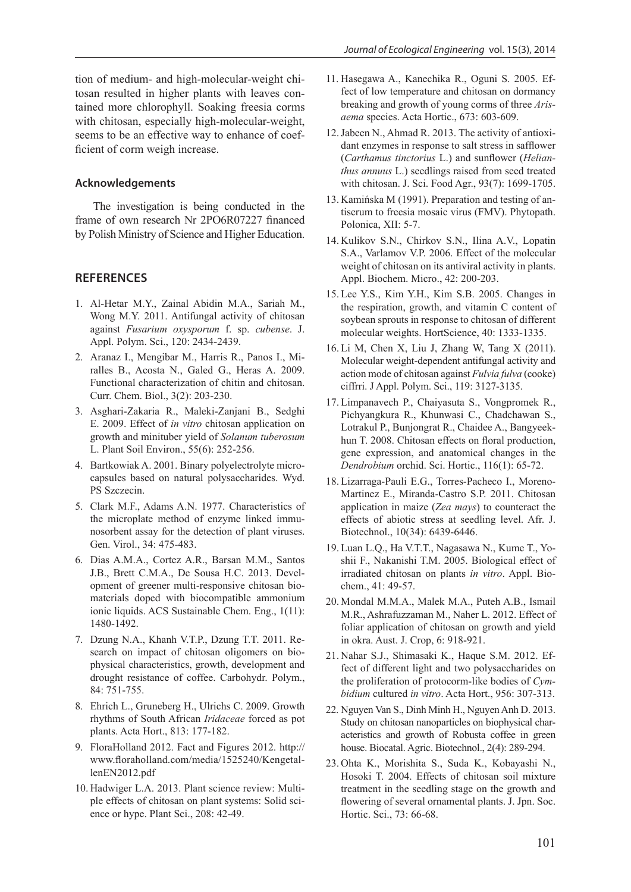tion of medium- and high-molecular-weight chitosan resulted in higher plants with leaves contained more chlorophyll. Soaking freesia corms with chitosan, especially high-molecular-weight, seems to be an effective way to enhance of coefficient of corm weigh increase.

### Acknowledgements

The investigation is being conducted in the frame of own research Nr 2PO6R07227 financed by Polish Ministry of Science and Higher Education.

## REFERENCES

1. Al-Hetar M.Y., Zainal Abidin M.A., Sariah M., Wong M.Y. 2011. Antifungal activity of chitosan against *Fusarium oxysporum* f. sp. *cubense*. J. Appl. Polym. Sci., 120: 2434-2439.
2. Aranaz I., Mengibar M., Harris R., Panos I., Miralles B., Acosta N., Galed G., Heras A. 2009. Functional characterization of chitin and chitosan. Curr. Chem. Biol., 3(2): 203-230.
3. Asghari-Zakaria R., Maleki-Zanjani B., Sedghi E. 2009. Effect of *in vitro* chitosan application on growth and minituber yield of *Solanum tuberosum* L. Plant Soil Environ., 55(6): 252-256.
4. Bartkowiak A. 2001. Binary polyelectrolyte microcapsules based on natural polysaccharides. Wyd. PS Szczecin.
5. Clark M.F., Adams A.N. 1977. Characteristics of the microplate method of enzyme linked immunosorbent assay for the detection of plant viruses. Gen. Virol., 34: 475-483.
6. Dias A.M.A., Cortez A.R., Barsan M.M., Santos J.B., Brett C.M.A., De Sousa H.C. 2013. Development of greener multi-responsive chitosan biomaterials doped with biocompatible ammonium ionic liquids. ACS Sustainable Chem. Eng., 1(11): 1480-1492.
7. Dzung N.A., Khanh V.T.P., Dzung T.T. 2011. Research on impact of chitosan oligomers on biophysical characteristics, growth, development and drought resistance of coffee. Carbohydr. Polym., 84: 751-755.
8. Ehrich L., Gruneberg H., Ulrichs C. 2009. Growth rhythms of South African *Iridaceae* forced as pot plants. Acta Hort., 813: 177-182.
9. FloraHolland 2012. Fact and Figures 2012. http://www.floraholland.com/media/1525240/KengetallenEN2012.pdf
10. Hadwiger L.A. 2013. Plant science review: Multiple effects of chitosan on plant systems: Solid science or hype. Plant Sci., 208: 42-49.
11. Hasegawa A., Kanechika R., Oguni S. 2005. Effect of low temperature and chitosan on dormancy breaking and growth of young corms of three *Arisaema* species. Acta Hortic., 673: 603-609.
12. Jabeen N., Ahmad R. 2013. The activity of antioxidant enzymes in response to salt stress in safflower (*Carthamus tinctorius* L.) and sunflower (*Helianthus annuus* L.) seedlings raised from seed treated with chitosan. J. Sci. Food Agr., 93(7): 1699-1705.
13. Kamińska M (1991). Preparation and testing of antiserum to freesia mosaic virus (FMV). Phytopath. Polonica, XII: 5-7.
14. Kulikov S.N., Chirkov S.N., Ilina A.V., Lopatin S.A., Varlamov V.P. 2006. Effect of the molecular weight of chitosan on its antiviral activity in plants. Appl. Biochem. Micro., 42: 200-203.
15. Lee Y.S., Kim Y.H., Kim S.B. 2005. Changes in the respiration, growth, and vitamin C content of soybean sprouts in response to chitosan of different molecular weights. HortScience, 40: 1333-1335.
16. Li M, Chen X, Liu J, Zhang W, Tang X (2011). Molecular weight-dependent antifungal activity and action mode of chitosan against *Fulvia fulva* (cooke) ciffrri. J Appl. Polym. Sci., 119: 3127-3135.
17. Limpanavech P., Chaiyasuta S., Vongpromek R., Pichyangkura R., Khunwasi C., Chadchawan S., Lotrakul P., Bunjongrat R., Chaidee A., Bangyeekhun T. 2008. Chitosan effects on floral production, gene expression, and anatomical changes in the *Dendrobium* orchid. Sci. Hortic., 116(1): 65-72.
18. Lizarraga-Pauli E.G., Torres-Pacheco I., Moreno-Martinez E., Miranda-Castro S.P. 2011. Chitosan application in maize (*Zea mays*) to counteract the effects of abiotic stress at seedling level. Afr. J. Biotechnol., 10(34): 6439-6446.
19. Luan L.Q., Ha V.T.T., Nagasawa N., Kume T., Yoshii F., Nakanishi T.M. 2005. Biological effect of irradiated chitosan on plants *in vitro*. Appl. Biochem., 41: 49-57.
20. Mondal M.M.A., Malek M.A., Puteh A.B., Ismail M.R., Ashrafuzzaman M., Naher L. 2012. Effect of foliar application of chitosan on growth and yield in okra. Aust. J. Crop, 6: 918-921.
21. Nahar S.J., Shimasaki K., Haque S.M. 2012. Effect of different light and two polysaccharides on the proliferation of protocorm-like bodies of *Cymbidium* cultured *in vitro*. Acta Hort., 956: 307-313.
22. Nguyen Van S., Dinh Minh H., Nguyen Anh D. 2013. Study on chitosan nanoparticles on biophysical characteristics and growth of Robusta coffee in green house. Biocatal. Agric. Biotechnol., 2(4): 289-294.
23. Ohta K., Morishita S., Suda K., Kobayashi N., Hosoki T. 2004. Effects of chitosan soil mixture treatment in the seedling stage on the growth and flowering of several ornamental plants. J. Jpn. Soc. Hortic. Sci., 73: 66-68.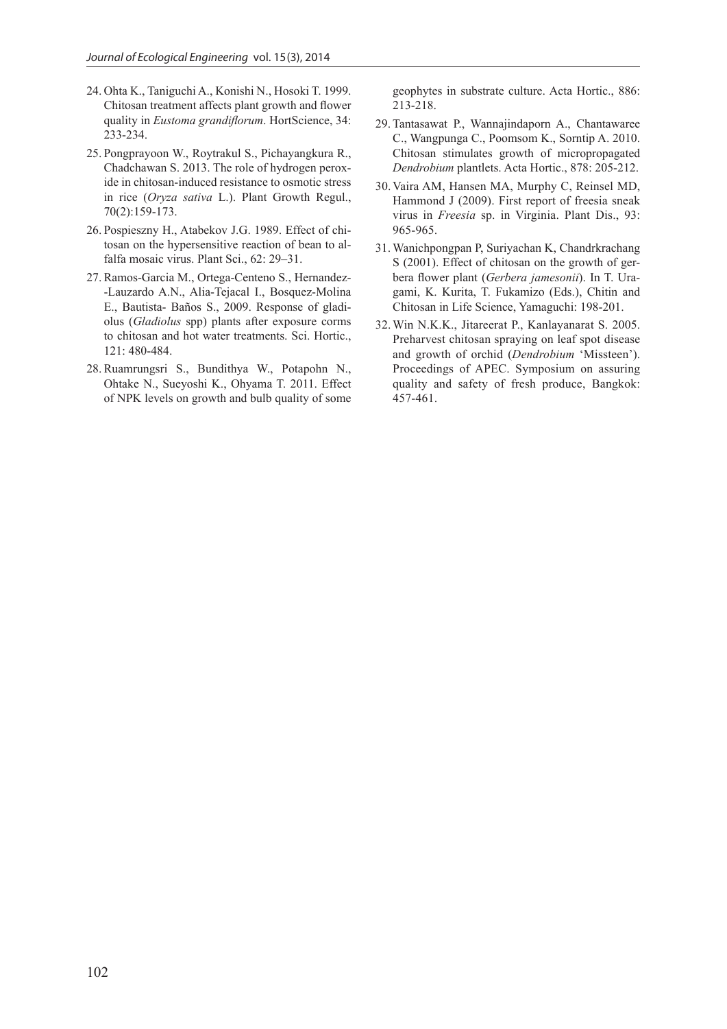24. Ohta K., Taniguchi A., Konishi N., Hosoki T. 1999. Chitosan treatment affects plant growth and flower quality in *Eustoma grandiflorum*. HortScience, 34: 233-234.
25. Pongprayoon W., Roytrakul S., Pichayangkura R., Chadchawan S. 2013. The role of hydrogen peroxide in chitosan-induced resistance to osmotic stress in rice (*Oryza sativa* L.). Plant Growth Regul., 70(2):159-173.
26. Pospieszny H., Atabekov J.G. 1989. Effect of chitosan on the hypersensitive reaction of bean to alfalfa mosaic virus. Plant Sci., 62: 29–31.
27. Ramos-Garcia M., Ortega-Centeno S., Hernandez--Lauzardo A.N., Alia-Tejacal I., Bosquez-Molina E., Bautista- Baños S., 2009. Response of gladiolus (*Gladiolus* spp) plants after exposure corms to chitosan and hot water treatments. Sci. Hortic., 121: 480-484.
28. Ruamrungsri S., Bundithya W., Potapohn N., Ohtake N., Sueyoshi K., Ohyama T. 2011. Effect of NPK levels on growth and bulb quality of some geophytes in substrate culture. Acta Hortic., 886: 213-218.
29. Tantasawat P., Wannajindaporn A., Chantawaree C., Wangpunga C., Poomsom K., Sorntip A. 2010. Chitosan stimulates growth of micropropagated *Dendrobium* plantlets. Acta Hortic., 878: 205-212.
30. Vaira AM, Hansen MA, Murphy C, Reinsel MD, Hammond J (2009). First report of freesia sneak virus in *Freesia* sp. in Virginia. Plant Dis., 93: 965-965.
31. Wanichpongpan P, Suriyachan K, Chandrkrachang S (2001). Effect of chitosan on the growth of gerbera flower plant (*Gerbera jamesonii*). In T. Uragami, K. Kurita, T. Fukamizo (Eds.), Chitin and Chitosan in Life Science, Yamaguchi: 198-201.
32. Win N.K.K., Jitareerat P., Kanlayanarat S. 2005. Preharvest chitosan spraying on leaf spot disease and growth of orchid (*Dendrobium* 'Missteen'). Proceedings of APEC. Symposium on assuring quality and safety of fresh produce, Bangkok: 457-461.